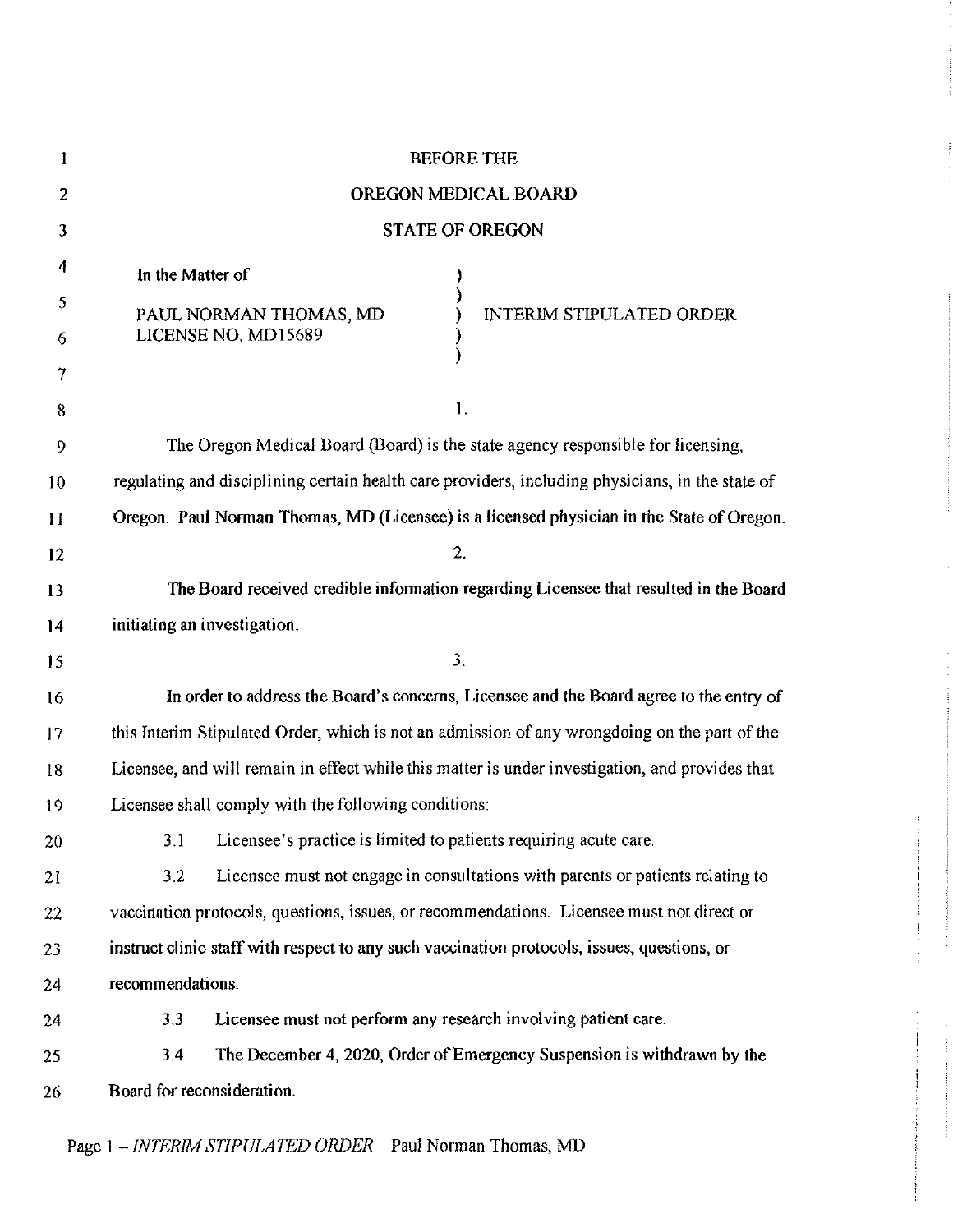BEFORE THE

OREGON MEDICAL BOARD

STATE OF OREGON

In the Matter of

PAUL NORMAN THOMAS, MD
LICENSE NO. MD15689

INTERIM STIPULATED ORDER

1.

The Oregon Medical Board (Board) is the state agency responsible for licensing, regulating and disciplining certain health care providers, including physicians, in the state of Oregon. Paul Norman Thomas, MD (Licensee) is a licensed physician in the State of Oregon.

2.

The Board received credible information regarding Licensee that resulted in the Board initiating an investigation.

3.

In order to address the Board's concerns, Licensee and the Board agree to the entry of this Interim Stipulated Order, which is not an admission of any wrongdoing on the part of the Licensee, and will remain in effect while this matter is under investigation, and provides that Licensee shall comply with the following conditions:

3.1 Licensee's practice is limited to patients requiring acute care.

3.2 Licensee must not engage in consultations with parents or patients relating to vaccination protocols, questions, issues, or recommendations. Licensee must not direct or instruct clinic staff with respect to any such vaccination protocols, issues, questions, or recommendations.

3.3 Licensee must not perform any research involving patient care.

3.4 The December 4, 2020, Order of Emergency Suspension is withdrawn by the Board for reconsideration.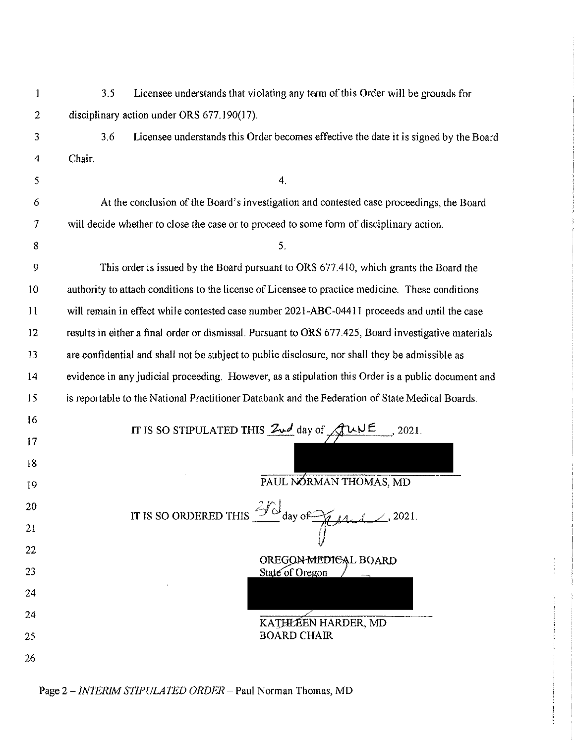3.5 Licensee understands that violating any term of this Order will be grounds for disciplinary action under ORS 677.190(17).

3.6 Licensee understands this Order becomes effective the date it is signed by the Board Chair.

4.

At the conclusion of the Board's investigation and contested case proceedings, the Board will decide whether to close the case or to proceed to some form of disciplinary action.

5.

This order is issued by the Board pursuant to ORS 677.410, which grants the Board the authority to attach conditions to the license of Licensee to practice medicine. These conditions will remain in effect while contested case number 2021-ABC-04411 proceeds and until the case results in either a final order or dismissal. Pursuant to ORS 677.425, Board investigative materials are confidential and shall not be subject to public disclosure, nor shall they be admissible as evidence in any judicial proceeding. However, as a stipulation this Order is a public document and is reportable to the National Practitioner Databank and the Federation of State Medical Boards.

IT IS SO STIPULATED THIS 2nd day of JUNE, 2021.

PAUL NORMAN THOMAS, MD

IT IS SO ORDERED THIS 3rd day of June, 2021.

OREGON MEDICAL BOARD
State of Oregon

KATHLEEN HARDER, MD
BOARD CHAIR

Page 2 – *INTERIM STIPULATED ORDER* – Paul Norman Thomas, MD